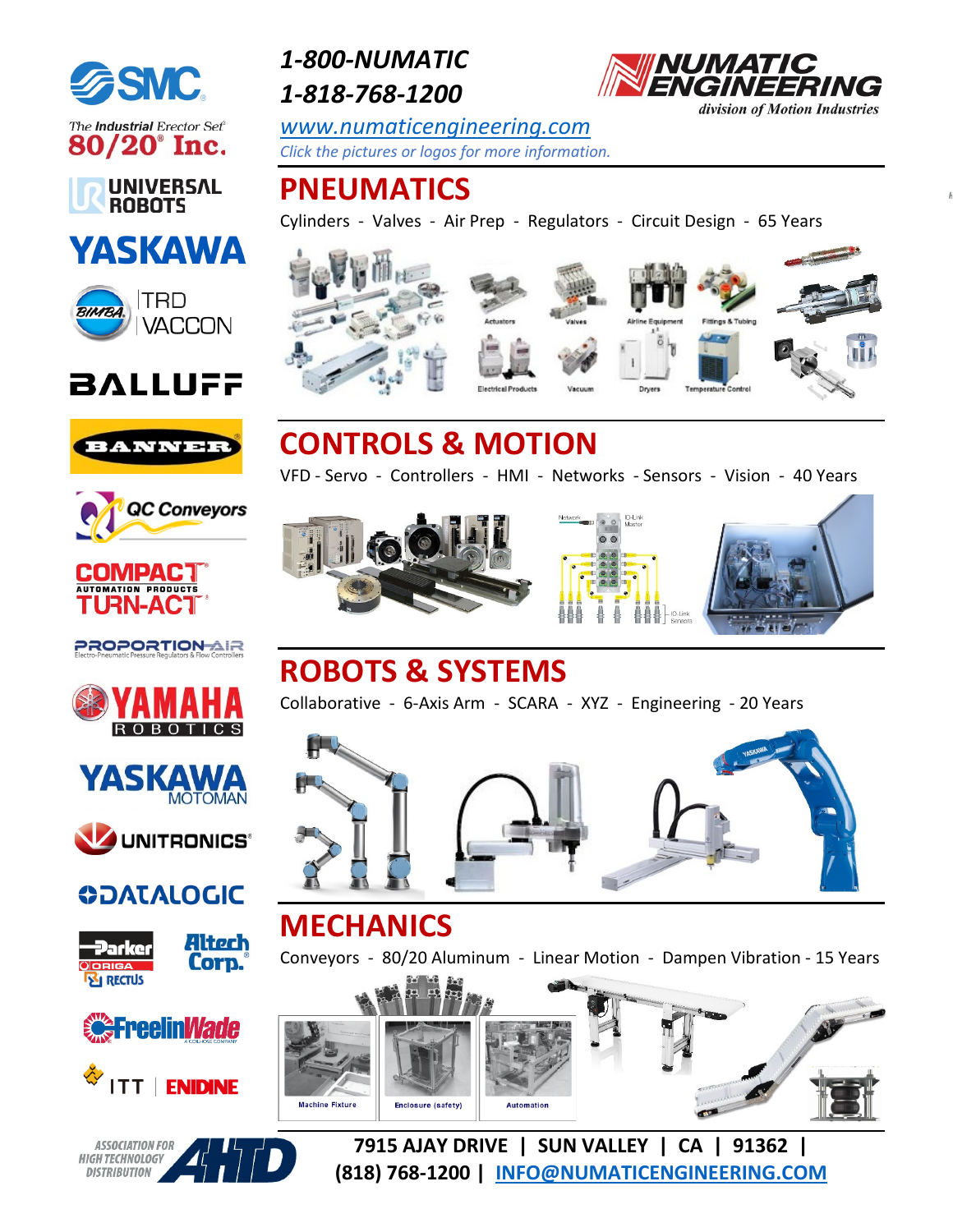*1-800-NUMATIC*

*1-818-768-1200*

NUMATIC ENGINEERING
*division of Motion Industries*

*www.numaticengineering.com*

*Click the pictures or logos for more information.*

# PNEUMATICS

Cylinders - Valves - Air Prep - Regulators - Circuit Design - 65 Years

Actuators · Valves · Airline Equipment · Fittings & Tubing · Electrical Products · Vacuum · Dryers · Temperature Control

# CONTROLS & MOTION

VFD - Servo - Controllers - HMI - Networks - Sensors - Vision - 40 Years

Network · IO-Link Master · IO-Link Sensors

# ROBOTS & SYSTEMS

Collaborative - 6-Axis Arm - SCARA - XYZ - Engineering - 20 Years

# MECHANICS

Conveyors - 80/20 Aluminum - Linear Motion - Dampen Vibration - 15 Years

Machine Fixture · Enclosure (safety) · Automation

SMC · The Industrial Erector Set 80/20 Inc. · UNIVERSAL ROBOTS · YASKAWA · BIMBA · TRD · VACCON · BALLUFF · BANNER · QC Conveyors · COMPACT AUTOMATION PRODUCTS TURN-ACT · PROPORTION-AIR Electro-Pneumatic Pressure Regulators & Flow Controllers · YAMAHA ROBOTICS · YASKAWA MOTOMAN · UNITRONICS · DATALOGIC · Parker ORIGA RECTUS · Altech Corp. · FreelinWade · ITT ENIDINE · ASSOCIATION FOR HIGH TECHNOLOGY DISTRIBUTION AHTD

**7915 AJAY DRIVE | SUN VALLEY | CA | 91362 |**
**(818) 768-1200 | INFO@NUMATICENGINEERING.COM**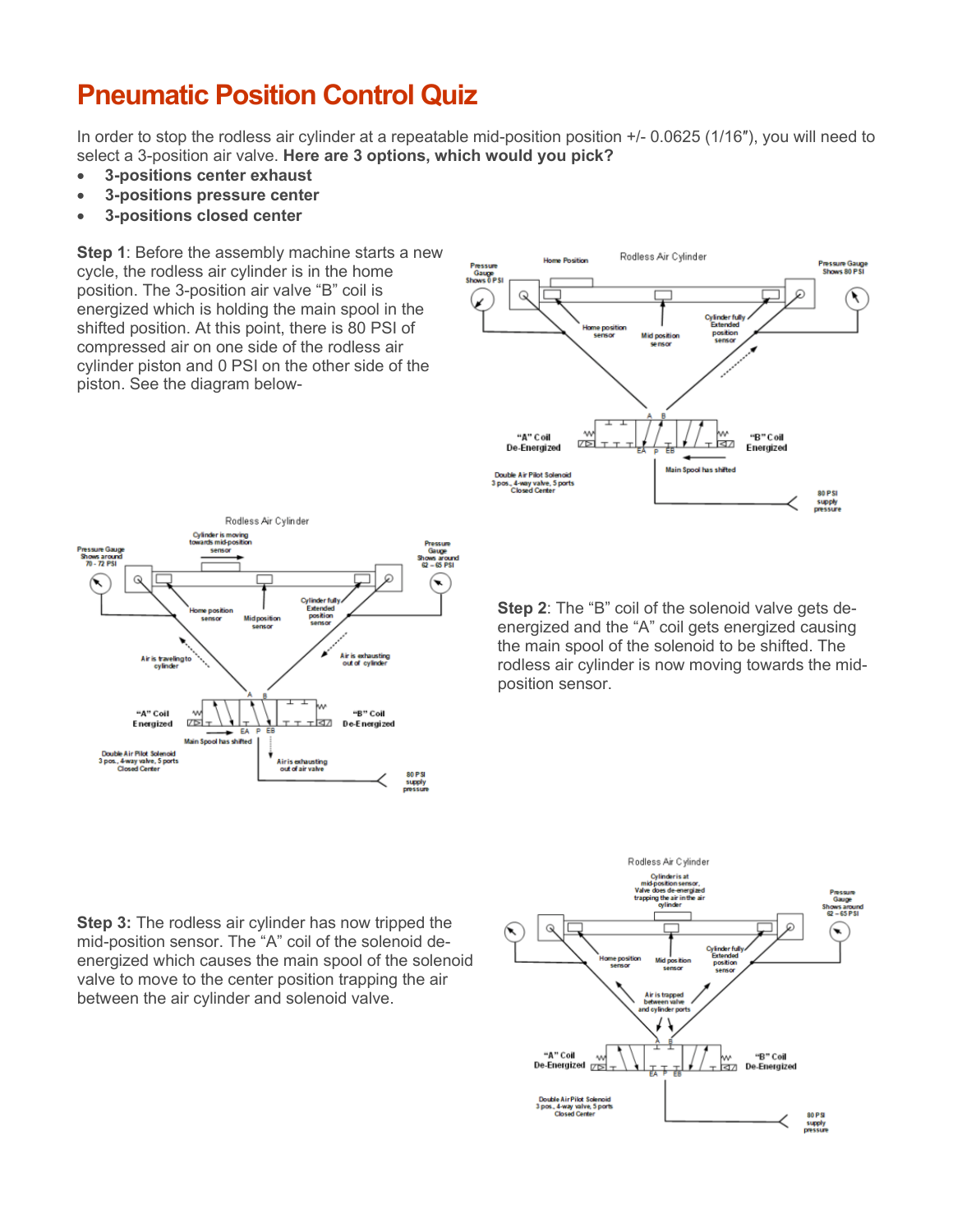# Pneumatic Position Control Quiz

In order to stop the rodless air cylinder at a repeatable mid-position position +/- 0.0625 (1/16″), you will need to select a 3-position air valve. **Here are 3 options, which would you pick?**

- **3-positions center exhaust**
- **3-positions pressure center**
- **3-positions closed center**

**Step 1**: Before the assembly machine starts a new cycle, the rodless air cylinder is in the home position. The 3-position air valve "B" coil is energized which is holding the main spool in the shifted position. At this point, there is 80 PSI of compressed air on one side of the rodless air cylinder piston and 0 PSI on the other side of the piston. See the diagram below-

**Step 2**: The "B" coil of the solenoid valve gets de-energized and the "A" coil gets energized causing the main spool of the solenoid to be shifted. The rodless air cylinder is now moving towards the mid-position sensor.

**Step 3:** The rodless air cylinder has now tripped the mid-position sensor. The "A" coil of the solenoid de-energized which causes the main spool of the solenoid valve to move to the center position trapping the air between the air cylinder and solenoid valve.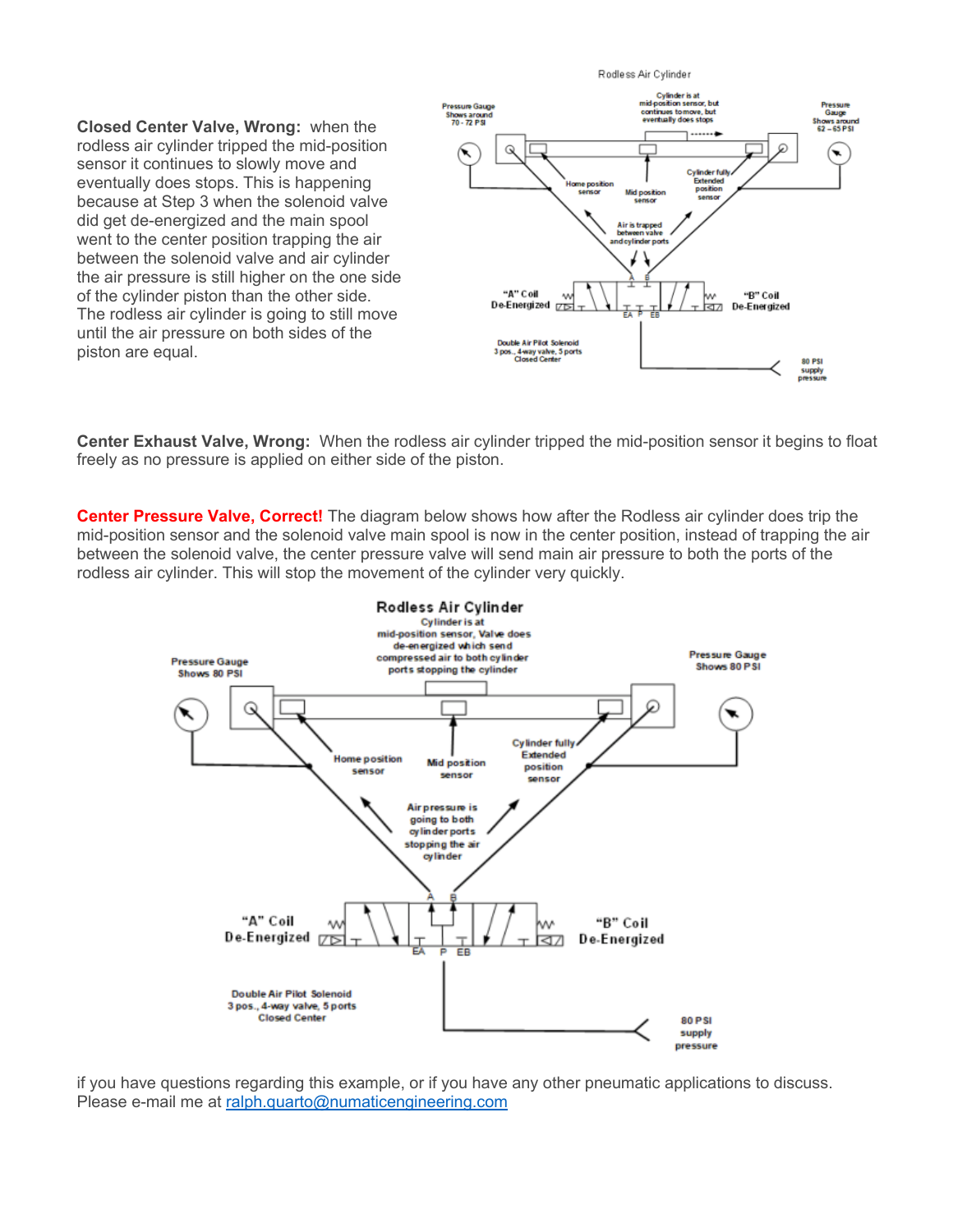**Closed Center Valve, Wrong:** when the rodless air cylinder tripped the mid-position sensor it continues to slowly move and eventually does stops. This is happening because at Step 3 when the solenoid valve did get de-energized and the main spool went to the center position trapping the air between the solenoid valve and air cylinder the air pressure is still higher on the one side of the cylinder piston than the other side. The rodless air cylinder is going to still move until the air pressure on both sides of the piston are equal.

Rodless Air Cylinder

Pressure Gauge Shows around 70 - 72 PSI

Cylinder is at mid-position sensor, but continues to move, but eventually does stops

Pressure Gauge Shows around 62 – 65 PSI

Home position sensor

Mid position sensor

Cylinder fully Extended position sensor

Air is trapped between valve and cylinder ports

A B

"A" Coil De-Energized

"B" Coil De-Energized

EA P EB

Double Air Pilot Solenoid 3 pos., 4-way valve, 5 ports Closed Center

80 PSI supply pressure

**Center Exhaust Valve, Wrong:** When the rodless air cylinder tripped the mid-position sensor it begins to float freely as no pressure is applied on either side of the piston.

**Center Pressure Valve, Correct!** The diagram below shows how after the Rodless air cylinder does trip the mid-position sensor and the solenoid valve main spool is now in the center position, instead of trapping the air between the solenoid valve, the center pressure valve will send main air pressure to both the ports of the rodless air cylinder. This will stop the movement of the cylinder very quickly.

Rodless Air Cylinder

Cylinder is at mid-position sensor, Valve does de-energized which send compressed air to both cylinder ports stopping the cylinder

Pressure Gauge Shows 80 PSI

Pressure Gauge Shows 80 PSI

Home position sensor

Mid position sensor

Cylinder fully Extended position sensor

Air pressure is going to both cylinder ports stopping the air cylinder

A B

"A" Coil De-Energized

"B" Coil De-Energized

EA P EB

Double Air Pilot Solenoid 3 pos., 4-way valve, 5 ports Closed Center

80 PSI supply pressure

if you have questions regarding this example, or if you have any other pneumatic applications to discuss. Please e-mail me at ralph.quarto@numaticengineering.com